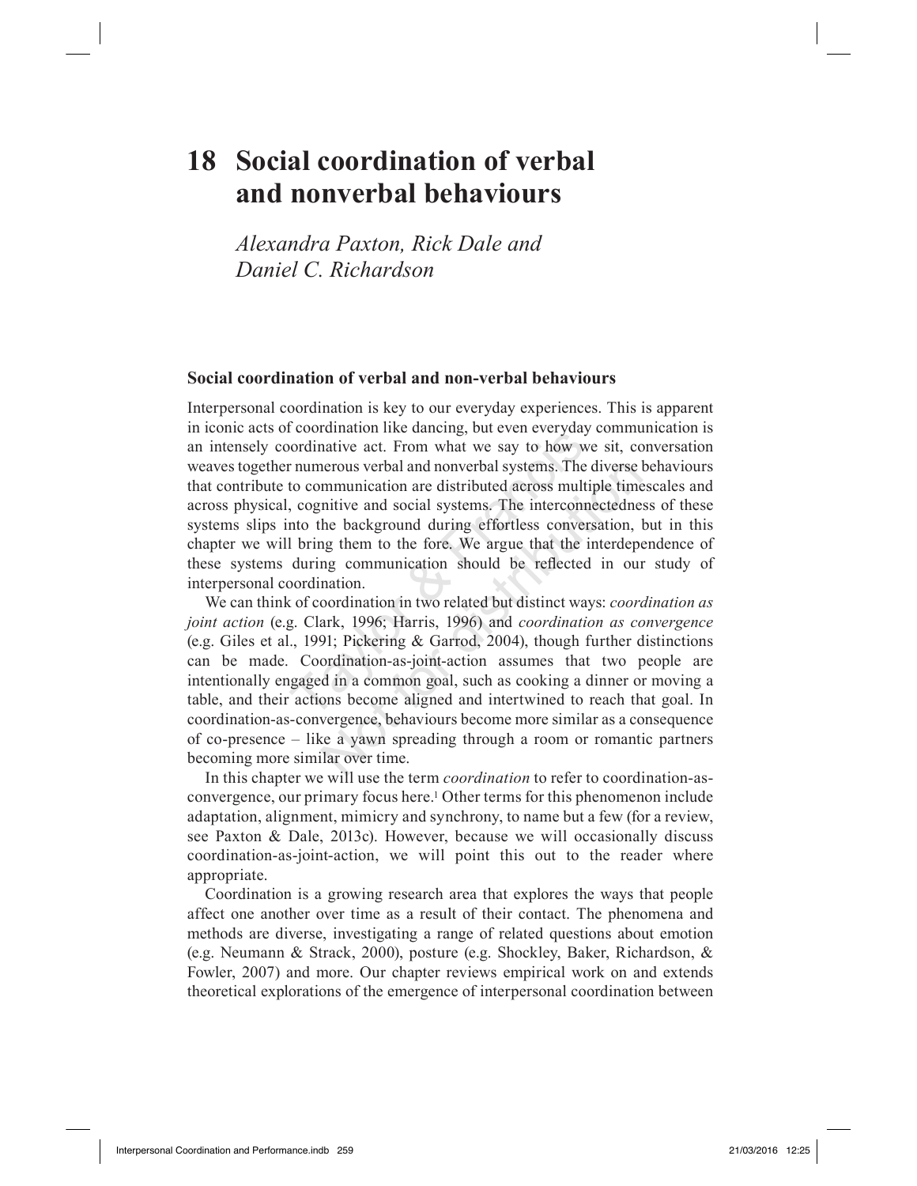# 18 Social coordination of verbal and nonverbal behaviours

*Alexandra Paxton, Rick Dale and Daniel C. Richardson*

## Social coordination of verbal and non-verbal behaviours

Interpersonal coordination is key to our everyday experiences. This is apparent in iconic acts of coordination like dancing, but even everyday communication is an intensely coordinative act. From what we say to how we sit, conversation weaves together numerous verbal and nonverbal systems. The diverse behaviours that contribute to communication are distributed across multiple timescales and across physical, cognitive and social systems. The interconnectedness of these systems slips into the background during effortless conversation, but in this chapter we will bring them to the fore. We argue that the interdependence of these systems during communication should be reflected in our study of interpersonal coordination.

We can think of coordination in two related but distinct ways: *coordination as joint action* (e.g. Clark, 1996; Harris, 1996) and *coordination as convergence* (e.g. Giles et al., 1991; Pickering & Garrod, 2004), though further distinctions can be made. Coordination-as-joint-action assumes that two people are intentionally engaged in a common goal, such as cooking a dinner or moving a table, and their actions become aligned and intertwined to reach that goal. In coordination-as-convergence, behaviours become more similar as a consequence of co-presence – like a yawn spreading through a room or romantic partners becoming more similar over time.

In this chapter we will use the term *coordination* to refer to coordination-as-convergence, our primary focus here.[1] Other terms for this phenomenon include adaptation, alignment, mimicry and synchrony, to name but a few (for a review, see Paxton & Dale, 2013c). However, because we will occasionally discuss coordination-as-joint-action, we will point this out to the reader where appropriate.

Coordination is a growing research area that explores the ways that people affect one another over time as a result of their contact. The phenomena and methods are diverse, investigating a range of related questions about emotion (e.g. Neumann & Strack, 2000), posture (e.g. Shockley, Baker, Richardson, & Fowler, 2007) and more. Our chapter reviews empirical work on and extends theoretical explorations of the emergence of interpersonal coordination between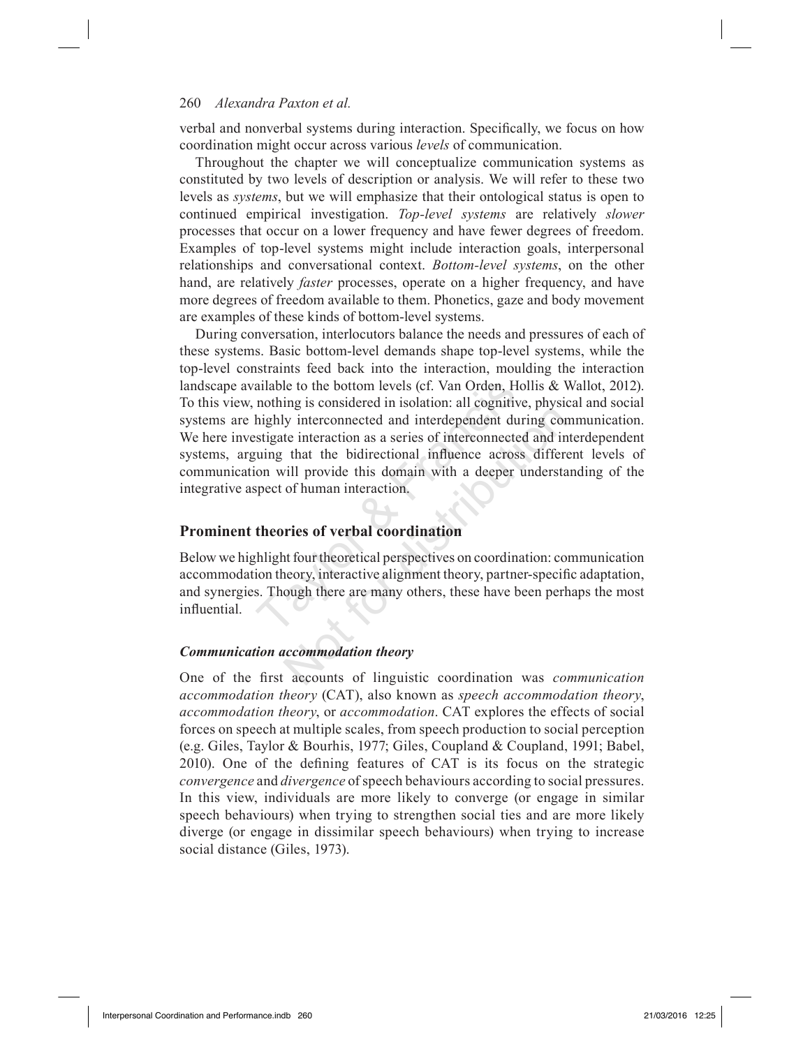verbal and nonverbal systems during interaction. Specifically, we focus on how coordination might occur across various *levels* of communication.

Throughout the chapter we will conceptualize communication systems as constituted by two levels of description or analysis. We will refer to these two levels as *systems*, but we will emphasize that their ontological status is open to continued empirical investigation. *Top-level systems* are relatively *slower* processes that occur on a lower frequency and have fewer degrees of freedom. Examples of top-level systems might include interaction goals, interpersonal relationships and conversational context. *Bottom-level systems*, on the other hand, are relatively *faster* processes, operate on a higher frequency, and have more degrees of freedom available to them. Phonetics, gaze and body movement are examples of these kinds of bottom-level systems.

During conversation, interlocutors balance the needs and pressures of each of these systems. Basic bottom-level demands shape top-level systems, while the top-level constraints feed back into the interaction, moulding the interaction landscape available to the bottom levels (cf. Van Orden, Hollis & Wallot, 2012). To this view, nothing is considered in isolation: all cognitive, physical and social systems are highly interconnected and interdependent during communication. We here investigate interaction as a series of interconnected and interdependent systems, arguing that the bidirectional influence across different levels of communication will provide this domain with a deeper understanding of the integrative aspect of human interaction.

## Prominent theories of verbal coordination

Below we highlight four theoretical perspectives on coordination: communication accommodation theory, interactive alignment theory, partner-specific adaptation, and synergies. Though there are many others, these have been perhaps the most influential.

### *Communication accommodation theory*

One of the first accounts of linguistic coordination was *communication accommodation theory* (CAT), also known as *speech accommodation theory*, *accommodation theory*, or *accommodation*. CAT explores the effects of social forces on speech at multiple scales, from speech production to social perception (e.g. Giles, Taylor & Bourhis, 1977; Giles, Coupland & Coupland, 1991; Babel, 2010). One of the defining features of CAT is its focus on the strategic *convergence* and *divergence* of speech behaviours according to social pressures. In this view, individuals are more likely to converge (or engage in similar speech behaviours) when trying to strengthen social ties and are more likely diverge (or engage in dissimilar speech behaviours) when trying to increase social distance (Giles, 1973).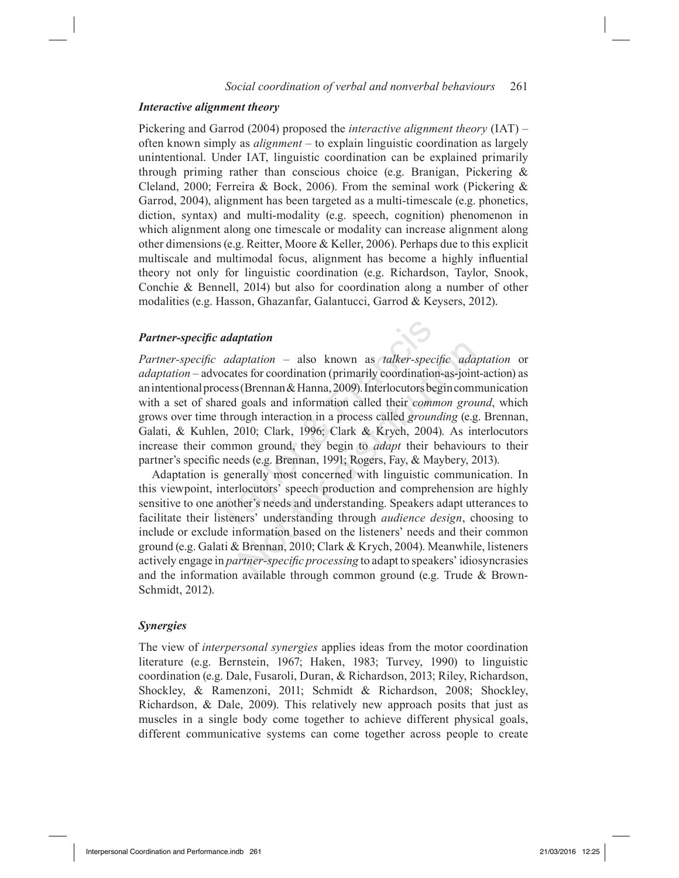### *Interactive alignment theory*

Pickering and Garrod (2004) proposed the *interactive alignment theory* (IAT) – often known simply as *alignment* – to explain linguistic coordination as largely unintentional. Under IAT, linguistic coordination can be explained primarily through priming rather than conscious choice (e.g. Branigan, Pickering & Cleland, 2000; Ferreira & Bock, 2006). From the seminal work (Pickering & Garrod, 2004), alignment has been targeted as a multi-timescale (e.g. phonetics, diction, syntax) and multi-modality (e.g. speech, cognition) phenomenon in which alignment along one timescale or modality can increase alignment along other dimensions (e.g. Reitter, Moore & Keller, 2006). Perhaps due to this explicit multiscale and multimodal focus, alignment has become a highly influential theory not only for linguistic coordination (e.g. Richardson, Taylor, Snook, Conchie & Bennell, 2014) but also for coordination along a number of other modalities (e.g. Hasson, Ghazanfar, Galantucci, Garrod & Keysers, 2012).

### *Partner-specific adaptation*

*Partner-specific adaptation* – also known as *talker-specific adaptation* or *adaptation* – advocates for coordination (primarily coordination-as-joint-action) as an intentional process (Brennan & Hanna, 2009). Interlocutors begin communication with a set of shared goals and information called their *common ground*, which grows over time through interaction in a process called *grounding* (e.g. Brennan, Galati, & Kuhlen, 2010; Clark, 1996; Clark & Krych, 2004). As interlocutors increase their common ground, they begin to *adapt* their behaviours to their partner's specific needs (e.g. Brennan, 1991; Rogers, Fay, & Maybery, 2013).

Adaptation is generally most concerned with linguistic communication. In this viewpoint, interlocutors' speech production and comprehension are highly sensitive to one another's needs and understanding. Speakers adapt utterances to facilitate their listeners' understanding through *audience design*, choosing to include or exclude information based on the listeners' needs and their common ground (e.g. Galati & Brennan, 2010; Clark & Krych, 2004). Meanwhile, listeners actively engage in *partner-specific processing* to adapt to speakers' idiosyncrasies and the information available through common ground (e.g. Trude & Brown-Schmidt, 2012).

### *Synergies*

The view of *interpersonal synergies* applies ideas from the motor coordination literature (e.g. Bernstein, 1967; Haken, 1983; Turvey, 1990) to linguistic coordination (e.g. Dale, Fusaroli, Duran, & Richardson, 2013; Riley, Richardson, Shockley, & Ramenzoni, 2011; Schmidt & Richardson, 2008; Shockley, Richardson, & Dale, 2009). This relatively new approach posits that just as muscles in a single body come together to achieve different physical goals, different communicative systems can come together across people to create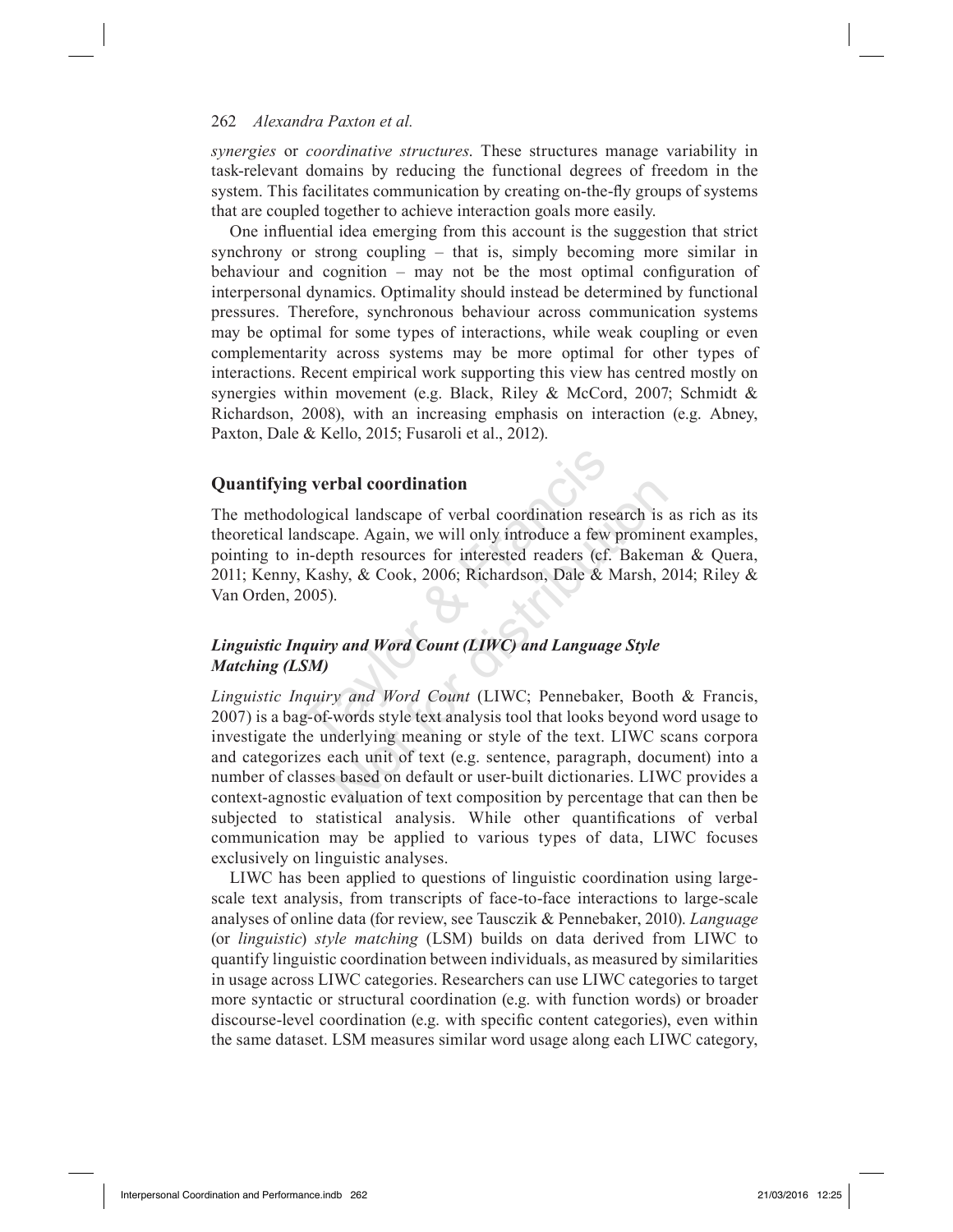*synergies* or *coordinative structures*. These structures manage variability in task-relevant domains by reducing the functional degrees of freedom in the system. This facilitates communication by creating on-the-fly groups of systems that are coupled together to achieve interaction goals more easily.

One influential idea emerging from this account is the suggestion that strict synchrony or strong coupling – that is, simply becoming more similar in behaviour and cognition – may not be the most optimal configuration of interpersonal dynamics. Optimality should instead be determined by functional pressures. Therefore, synchronous behaviour across communication systems may be optimal for some types of interactions, while weak coupling or even complementarity across systems may be more optimal for other types of interactions. Recent empirical work supporting this view has centred mostly on synergies within movement (e.g. Black, Riley & McCord, 2007; Schmidt & Richardson, 2008), with an increasing emphasis on interaction (e.g. Abney, Paxton, Dale & Kello, 2015; Fusaroli et al., 2012).

## Quantifying verbal coordination

The methodological landscape of verbal coordination research is as rich as its theoretical landscape. Again, we will only introduce a few prominent examples, pointing to in-depth resources for interested readers (cf. Bakeman & Quera, 2011; Kenny, Kashy, & Cook, 2006; Richardson, Dale & Marsh, 2014; Riley & Van Orden, 2005).

### *Linguistic Inquiry and Word Count (LIWC) and Language Style Matching (LSM)*

*Linguistic Inquiry and Word Count* (LIWC; Pennebaker, Booth & Francis, 2007) is a bag-of-words style text analysis tool that looks beyond word usage to investigate the underlying meaning or style of the text. LIWC scans corpora and categorizes each unit of text (e.g. sentence, paragraph, document) into a number of classes based on default or user-built dictionaries. LIWC provides a context-agnostic evaluation of text composition by percentage that can then be subjected to statistical analysis. While other quantifications of verbal communication may be applied to various types of data, LIWC focuses exclusively on linguistic analyses.

LIWC has been applied to questions of linguistic coordination using large-scale text analysis, from transcripts of face-to-face interactions to large-scale analyses of online data (for review, see Tausczik & Pennebaker, 2010). *Language* (or *linguistic*) *style matching* (LSM) builds on data derived from LIWC to quantify linguistic coordination between individuals, as measured by similarities in usage across LIWC categories. Researchers can use LIWC categories to target more syntactic or structural coordination (e.g. with function words) or broader discourse-level coordination (e.g. with specific content categories), even within the same dataset. LSM measures similar word usage along each LIWC category,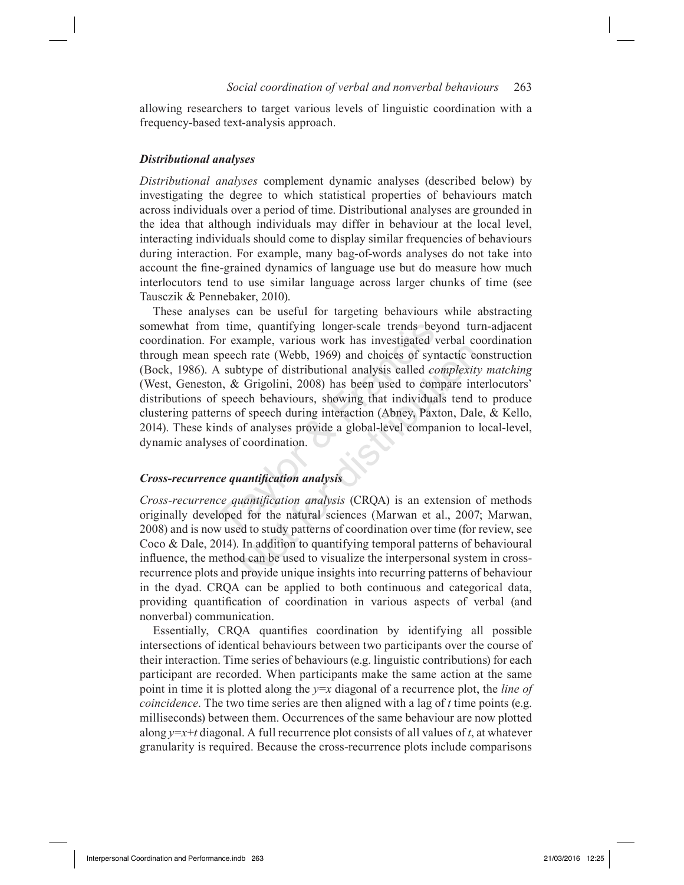allowing researchers to target various levels of linguistic coordination with a frequency-based text-analysis approach.

### *Distributional analyses*

*Distributional analyses* complement dynamic analyses (described below) by investigating the degree to which statistical properties of behaviours match across individuals over a period of time. Distributional analyses are grounded in the idea that although individuals may differ in behaviour at the local level, interacting individuals should come to display similar frequencies of behaviours during interaction. For example, many bag-of-words analyses do not take into account the fine-grained dynamics of language use but do measure how much interlocutors tend to use similar language across larger chunks of time (see Tausczik & Pennebaker, 2010).

These analyses can be useful for targeting behaviours while abstracting somewhat from time, quantifying longer-scale trends beyond turn-adjacent coordination. For example, various work has investigated verbal coordination through mean speech rate (Webb, 1969) and choices of syntactic construction (Bock, 1986). A subtype of distributional analysis called *complexity matching* (West, Geneston, & Grigolini, 2008) has been used to compare interlocutors' distributions of speech behaviours, showing that individuals tend to produce clustering patterns of speech during interaction (Abney, Paxton, Dale, & Kello, 2014). These kinds of analyses provide a global-level companion to local-level, dynamic analyses of coordination.

### *Cross-recurrence quantification analysis*

*Cross-recurrence quantification analysis* (CRQA) is an extension of methods originally developed for the natural sciences (Marwan et al., 2007; Marwan, 2008) and is now used to study patterns of coordination over time (for review, see Coco & Dale, 2014). In addition to quantifying temporal patterns of behavioural influence, the method can be used to visualize the interpersonal system in cross-recurrence plots and provide unique insights into recurring patterns of behaviour in the dyad. CRQA can be applied to both continuous and categorical data, providing quantification of coordination in various aspects of verbal (and nonverbal) communication.

Essentially, CRQA quantifies coordination by identifying all possible intersections of identical behaviours between two participants over the course of their interaction. Time series of behaviours (e.g. linguistic contributions) for each participant are recorded. When participants make the same action at the same point in time it is plotted along the $y=x$ diagonal of a recurrence plot, the *line of coincidence*. The two time series are then aligned with a lag of $t$ time points (e.g. milliseconds) between them. Occurrences of the same behaviour are now plotted along $y=x+t$ diagonal. A full recurrence plot consists of all values of $t$, at whatever granularity is required. Because the cross-recurrence plots include comparisons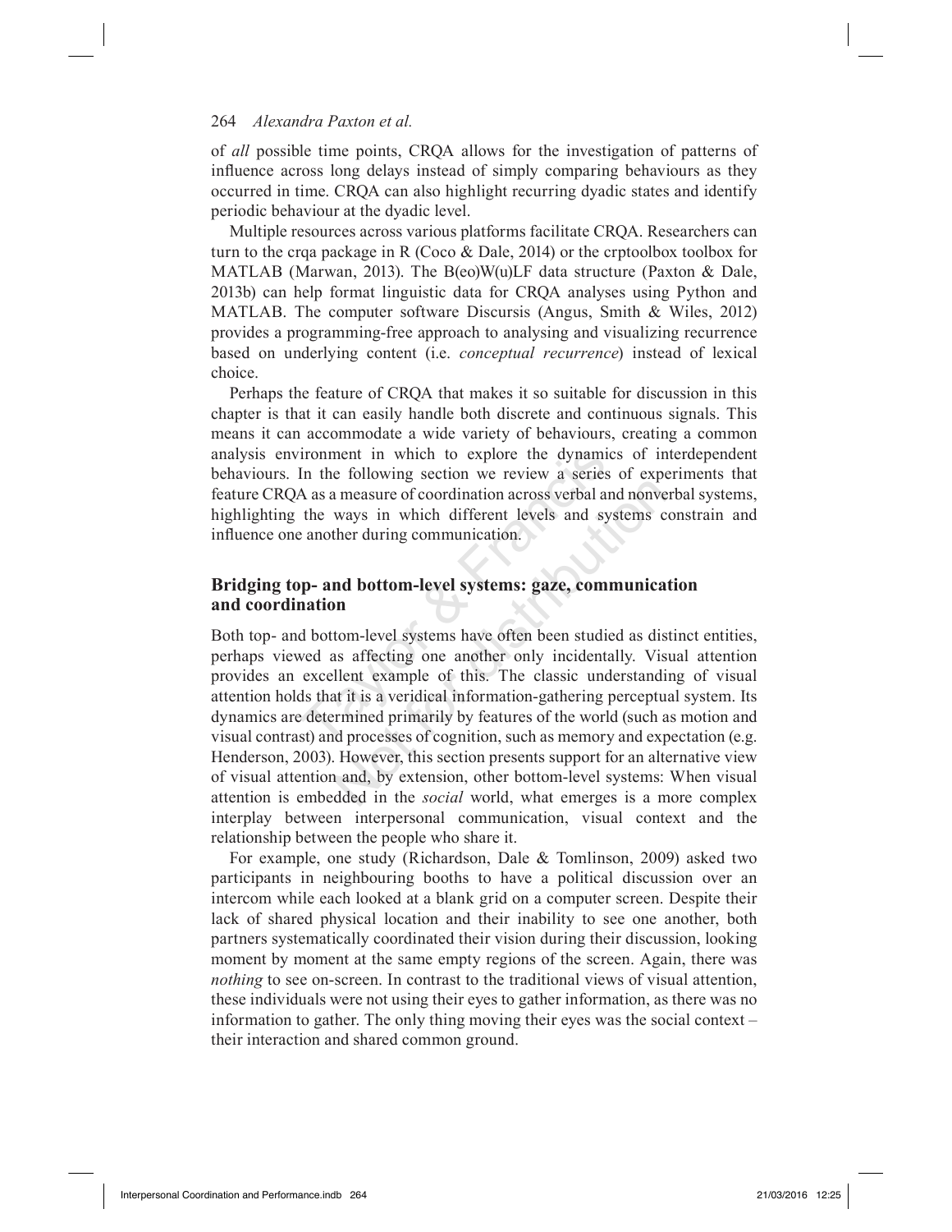of *all* possible time points, CRQA allows for the investigation of patterns of influence across long delays instead of simply comparing behaviours as they occurred in time. CRQA can also highlight recurring dyadic states and identify periodic behaviour at the dyadic level.

Multiple resources across various platforms facilitate CRQA. Researchers can turn to the crqa package in R (Coco & Dale, 2014) or the crptoolbox toolbox for MATLAB (Marwan, 2013). The B(eo)W(u)LF data structure (Paxton & Dale, 2013b) can help format linguistic data for CRQA analyses using Python and MATLAB. The computer software Discursis (Angus, Smith & Wiles, 2012) provides a programming-free approach to analysing and visualizing recurrence based on underlying content (i.e. *conceptual recurrence*) instead of lexical choice.

Perhaps the feature of CRQA that makes it so suitable for discussion in this chapter is that it can easily handle both discrete and continuous signals. This means it can accommodate a wide variety of behaviours, creating a common analysis environment in which to explore the dynamics of interdependent behaviours. In the following section we review a series of experiments that feature CRQA as a measure of coordination across verbal and nonverbal systems, highlighting the ways in which different levels and systems constrain and influence one another during communication.

## Bridging top- and bottom-level systems: gaze, communication and coordination

Both top- and bottom-level systems have often been studied as distinct entities, perhaps viewed as affecting one another only incidentally. Visual attention provides an excellent example of this. The classic understanding of visual attention holds that it is a veridical information-gathering perceptual system. Its dynamics are determined primarily by features of the world (such as motion and visual contrast) and processes of cognition, such as memory and expectation (e.g. Henderson, 2003). However, this section presents support for an alternative view of visual attention and, by extension, other bottom-level systems: When visual attention is embedded in the *social* world, what emerges is a more complex interplay between interpersonal communication, visual context and the relationship between the people who share it.

For example, one study (Richardson, Dale & Tomlinson, 2009) asked two participants in neighbouring booths to have a political discussion over an intercom while each looked at a blank grid on a computer screen. Despite their lack of shared physical location and their inability to see one another, both partners systematically coordinated their vision during their discussion, looking moment by moment at the same empty regions of the screen. Again, there was *nothing* to see on-screen. In contrast to the traditional views of visual attention, these individuals were not using their eyes to gather information, as there was no information to gather. The only thing moving their eyes was the social context – their interaction and shared common ground.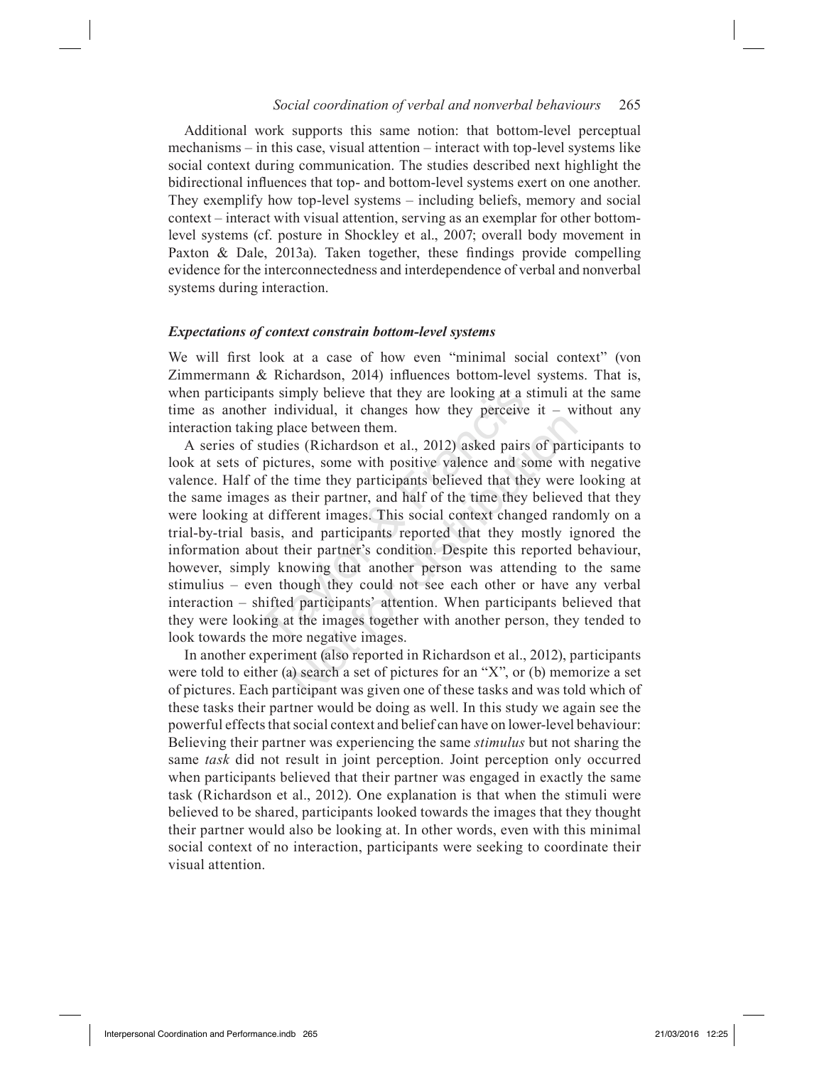Additional work supports this same notion: that bottom-level perceptual mechanisms – in this case, visual attention – interact with top-level systems like social context during communication. The studies described next highlight the bidirectional influences that top- and bottom-level systems exert on one another. They exemplify how top-level systems – including beliefs, memory and social context – interact with visual attention, serving as an exemplar for other bottom-level systems (cf. posture in Shockley et al., 2007; overall body movement in Paxton & Dale, 2013a). Taken together, these findings provide compelling evidence for the interconnectedness and interdependence of verbal and nonverbal systems during interaction.

### *Expectations of context constrain bottom-level systems*

We will first look at a case of how even "minimal social context" (von Zimmermann & Richardson, 2014) influences bottom-level systems. That is, when participants simply believe that they are looking at a stimuli at the same time as another individual, it changes how they perceive it – without any interaction taking place between them.

A series of studies (Richardson et al., 2012) asked pairs of participants to look at sets of pictures, some with positive valence and some with negative valence. Half of the time they participants believed that they were looking at the same images as their partner, and half of the time they believed that they were looking at different images. This social context changed randomly on a trial-by-trial basis, and participants reported that they mostly ignored the information about their partner's condition. Despite this reported behaviour, however, simply knowing that another person was attending to the same stimulus – even though they could not see each other or have any verbal interaction – shifted participants' attention. When participants believed that they were looking at the images together with another person, they tended to look towards the more negative images.

In another experiment (also reported in Richardson et al., 2012), participants were told to either (a) search a set of pictures for an "X", or (b) memorize a set of pictures. Each participant was given one of these tasks and was told which of these tasks their partner would be doing as well. In this study we again see the powerful effects that social context and belief can have on lower-level behaviour: Believing their partner was experiencing the same *stimulus* but not sharing the same *task* did not result in joint perception. Joint perception only occurred when participants believed that their partner was engaged in exactly the same task (Richardson et al., 2012). One explanation is that when the stimuli were believed to be shared, participants looked towards the images that they thought their partner would also be looking at. In other words, even with this minimal social context of no interaction, participants were seeking to coordinate their visual attention.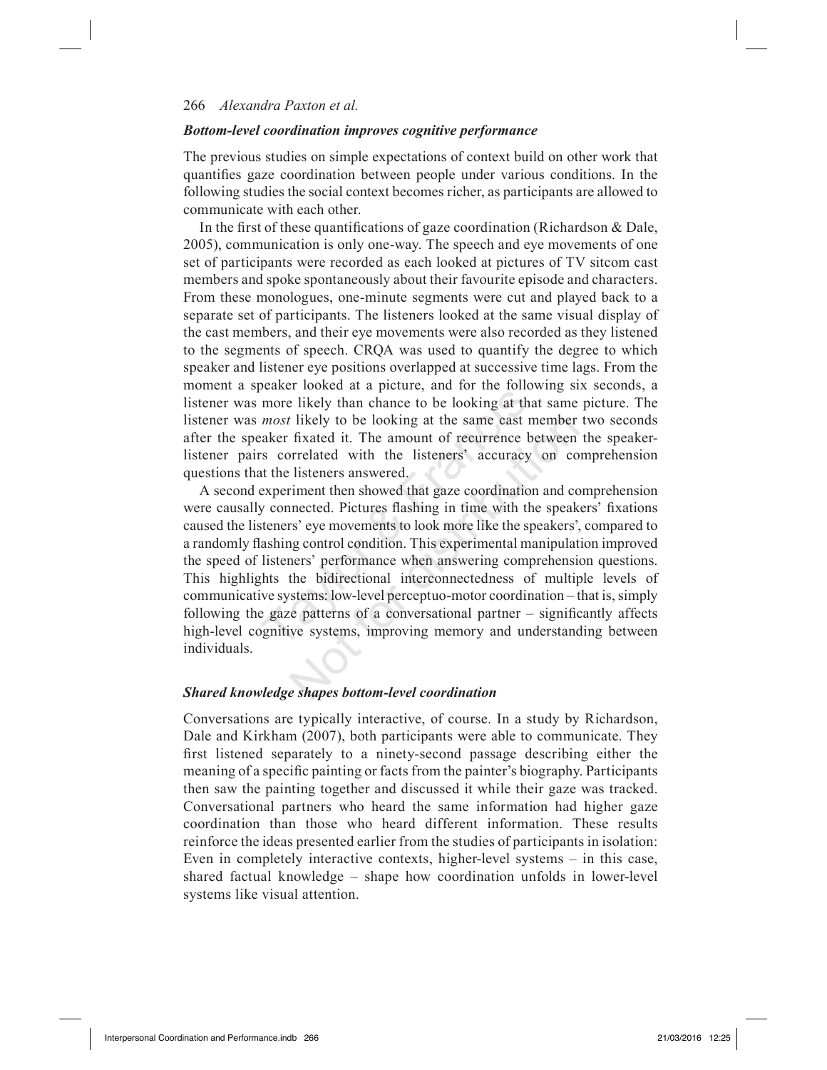### *Bottom-level coordination improves cognitive performance*

The previous studies on simple expectations of context build on other work that quantifies gaze coordination between people under various conditions. In the following studies the social context becomes richer, as participants are allowed to communicate with each other.

In the first of these quantifications of gaze coordination (Richardson & Dale, 2005), communication is only one-way. The speech and eye movements of one set of participants were recorded as each looked at pictures of TV sitcom cast members and spoke spontaneously about their favourite episode and characters. From these monologues, one-minute segments were cut and played back to a separate set of participants. The listeners looked at the same visual display of the cast members, and their eye movements were also recorded as they listened to the segments of speech. CRQA was used to quantify the degree to which speaker and listener eye positions overlapped at successive time lags. From the moment a speaker looked at a picture, and for the following six seconds, a listener was more likely than chance to be looking at that same picture. The listener was *most* likely to be looking at the same cast member two seconds after the speaker fixated it. The amount of recurrence between the speaker-listener pairs correlated with the listeners' accuracy on comprehension questions that the listeners answered.

A second experiment then showed that gaze coordination and comprehension were causally connected. Pictures flashing in time with the speakers' fixations caused the listeners' eye movements to look more like the speakers', compared to a randomly flashing control condition. This experimental manipulation improved the speed of listeners' performance when answering comprehension questions. This highlights the bidirectional interconnectedness of multiple levels of communicative systems: low-level perceptuo-motor coordination – that is, simply following the gaze patterns of a conversational partner – significantly affects high-level cognitive systems, improving memory and understanding between individuals.

### *Shared knowledge shapes bottom-level coordination*

Conversations are typically interactive, of course. In a study by Richardson, Dale and Kirkham (2007), both participants were able to communicate. They first listened separately to a ninety-second passage describing either the meaning of a specific painting or facts from the painter's biography. Participants then saw the painting together and discussed it while their gaze was tracked. Conversational partners who heard the same information had higher gaze coordination than those who heard different information. These results reinforce the ideas presented earlier from the studies of participants in isolation: Even in completely interactive contexts, higher-level systems – in this case, shared factual knowledge – shape how coordination unfolds in lower-level systems like visual attention.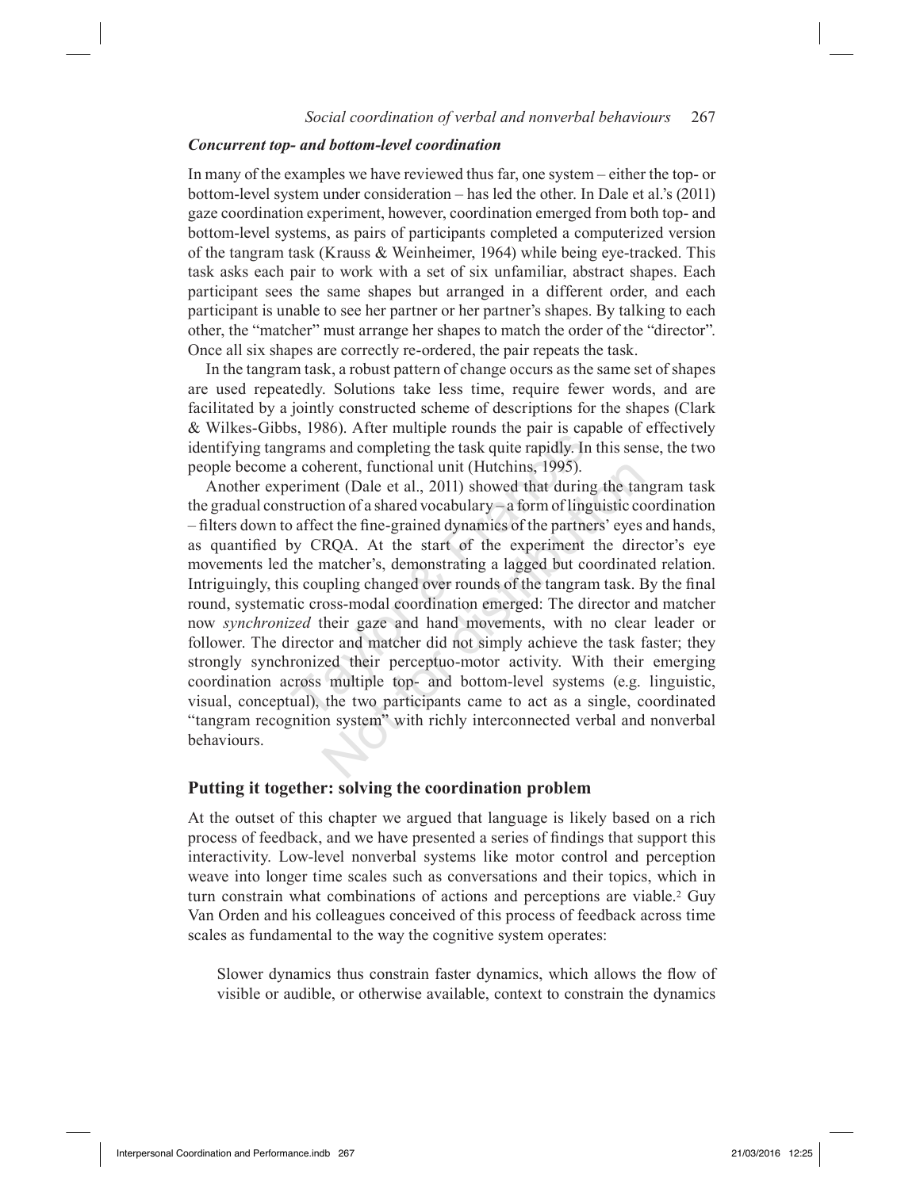### *Concurrent top- and bottom-level coordination*

In many of the examples we have reviewed thus far, one system – either the top- or bottom-level system under consideration – has led the other. In Dale et al.'s (2011) gaze coordination experiment, however, coordination emerged from both top- and bottom-level systems, as pairs of participants completed a computerized version of the tangram task (Krauss & Weinheimer, 1964) while being eye-tracked. This task asks each pair to work with a set of six unfamiliar, abstract shapes. Each participant sees the same shapes but arranged in a different order, and each participant is unable to see her partner or her partner's shapes. By talking to each other, the "matcher" must arrange her shapes to match the order of the "director". Once all six shapes are correctly re-ordered, the pair repeats the task.

In the tangram task, a robust pattern of change occurs as the same set of shapes are used repeatedly. Solutions take less time, require fewer words, and are facilitated by a jointly constructed scheme of descriptions for the shapes (Clark & Wilkes-Gibbs, 1986). After multiple rounds the pair is capable of effectively identifying tangrams and completing the task quite rapidly. In this sense, the two people become a coherent, functional unit (Hutchins, 1995).

Another experiment (Dale et al., 2011) showed that during the tangram task the gradual construction of a shared vocabulary – a form of linguistic coordination – filters down to affect the fine-grained dynamics of the partners' eyes and hands, as quantified by CRQA. At the start of the experiment the director's eye movements led the matcher's, demonstrating a lagged but coordinated relation. Intriguingly, this coupling changed over rounds of the tangram task. By the final round, systematic cross-modal coordination emerged: The director and matcher now *synchronized* their gaze and hand movements, with no clear leader or follower. The director and matcher did not simply achieve the task faster; they strongly synchronized their perceptuo-motor activity. With their emerging coordination across multiple top- and bottom-level systems (e.g. linguistic, visual, conceptual), the two participants came to act as a single, coordinated "tangram recognition system" with richly interconnected verbal and nonverbal behaviours.

## Putting it together: solving the coordination problem

At the outset of this chapter we argued that language is likely based on a rich process of feedback, and we have presented a series of findings that support this interactivity. Low-level nonverbal systems like motor control and perception weave into longer time scales such as conversations and their topics, which in turn constrain what combinations of actions and perceptions are viable.[2] Guy Van Orden and his colleagues conceived of this process of feedback across time scales as fundamental to the way the cognitive system operates:

> Slower dynamics thus constrain faster dynamics, which allows the flow of visible or audible, or otherwise available, context to constrain the dynamics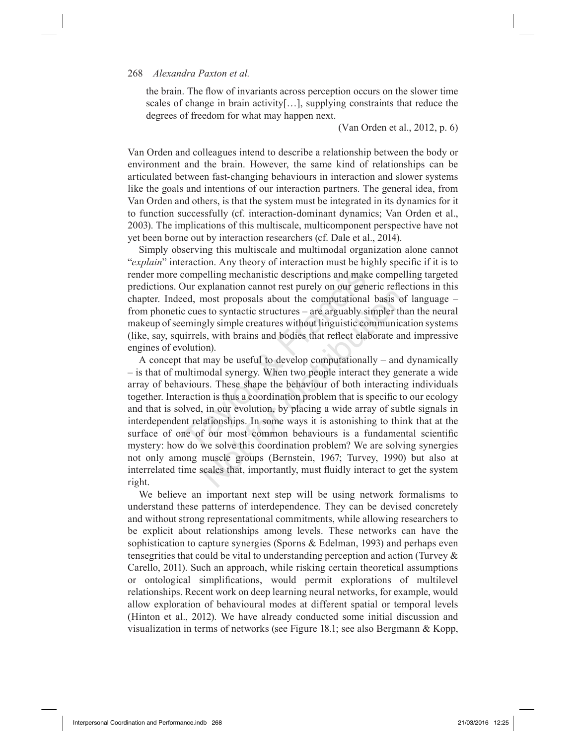the brain. The flow of invariants across perception occurs on the slower time scales of change in brain activity[…], supplying constraints that reduce the degrees of freedom for what may happen next.

(Van Orden et al., 2012, p. 6)

Van Orden and colleagues intend to describe a relationship between the body or environment and the brain. However, the same kind of relationships can be articulated between fast-changing behaviours in interaction and slower systems like the goals and intentions of our interaction partners. The general idea, from Van Orden and others, is that the system must be integrated in its dynamics for it to function successfully (cf. interaction-dominant dynamics; Van Orden et al., 2003). The implications of this multiscale, multicomponent perspective have not yet been borne out by interaction researchers (cf. Dale et al., 2014).

Simply observing this multiscale and multimodal organization alone cannot "*explain*" interaction. Any theory of interaction must be highly specific if it is to render more compelling mechanistic descriptions and make compelling targeted predictions. Our explanation cannot rest purely on our generic reflections in this chapter. Indeed, most proposals about the computational basis of language – from phonetic cues to syntactic structures – are arguably simpler than the neural makeup of seemingly simple creatures without linguistic communication systems (like, say, squirrels, with brains and bodies that reflect elaborate and impressive engines of evolution).

A concept that may be useful to develop computationally – and dynamically – is that of multimodal synergy. When two people interact they generate a wide array of behaviours. These shape the behaviour of both interacting individuals together. Interaction is thus a coordination problem that is specific to our ecology and that is solved, in our evolution, by placing a wide array of subtle signals in interdependent relationships. In some ways it is astonishing to think that at the surface of one of our most common behaviours is a fundamental scientific mystery: how do we solve this coordination problem? We are solving synergies not only among muscle groups (Bernstein, 1967; Turvey, 1990) but also at interrelated time scales that, importantly, must fluidly interact to get the system right.

We believe an important next step will be using network formalisms to understand these patterns of interdependence. They can be devised concretely and without strong representational commitments, while allowing researchers to be explicit about relationships among levels. These networks can have the sophistication to capture synergies (Sporns & Edelman, 1993) and perhaps even tensegrities that could be vital to understanding perception and action (Turvey & Carello, 2011). Such an approach, while risking certain theoretical assumptions or ontological simplifications, would permit explorations of multilevel relationships. Recent work on deep learning neural networks, for example, would allow exploration of behavioural modes at different spatial or temporal levels (Hinton et al., 2012). We have already conducted some initial discussion and visualization in terms of networks (see Figure 18.1; see also Bergmann & Kopp,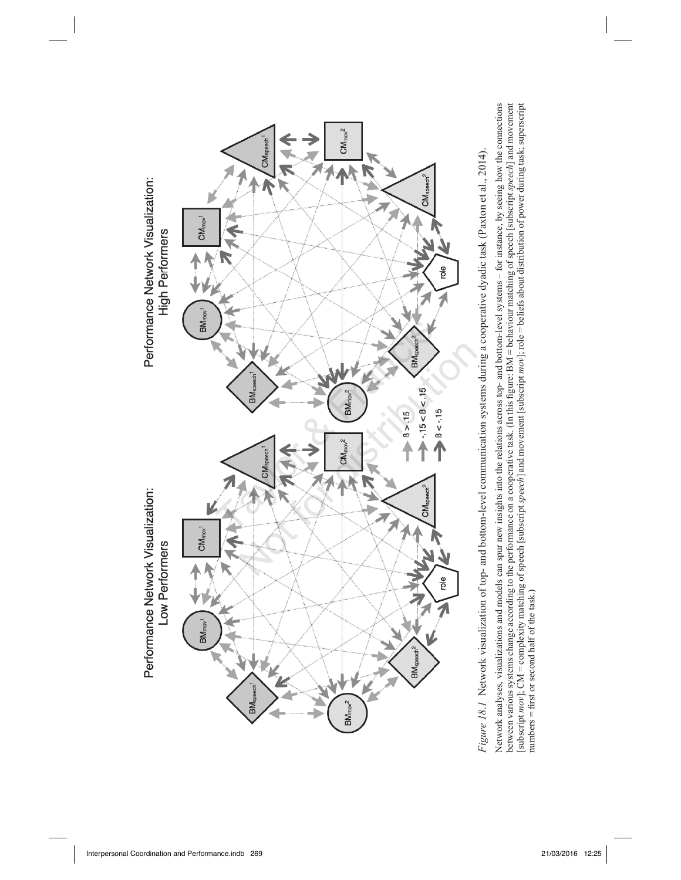*Figure 18.1* Network visualization of top- and bottom-level communication systems during a cooperative dyadic task (Paxton et al., 2014).

Network analyses, visualizations and models can spur new insights into the relations across top- and bottom-level systems – for instance, by seeing how the connections between various systems change according to the performance on a cooperative task. (In this figure: BM = behaviour matching of speech [subscript *speech*] and movement [subscript *mov*]; CM = complexity matching of speech [subscript *speech*] and movement [subscript *mov*]; role = beliefs about distribution of power during task; superscript numbers = first or second half of the task.)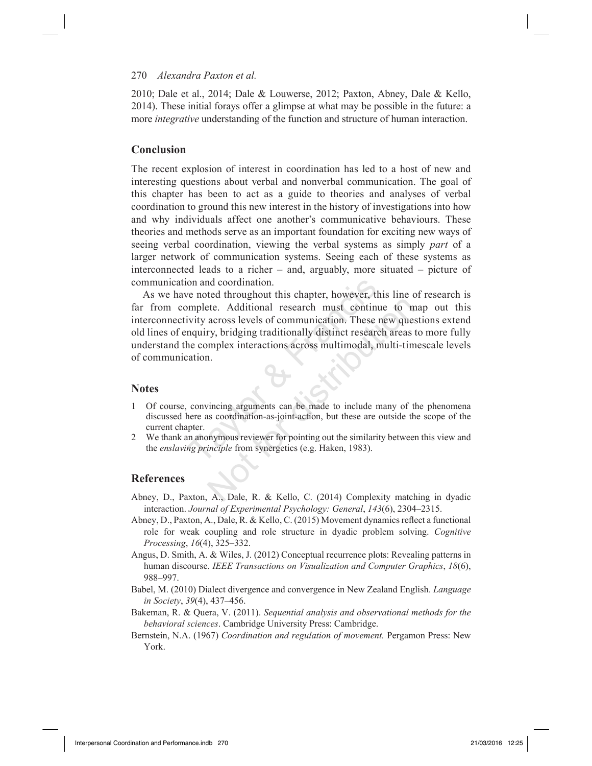2010; Dale et al., 2014; Dale & Louwerse, 2012; Paxton, Abney, Dale & Kello, 2014). These initial forays offer a glimpse at what may be possible in the future: a more *integrative* understanding of the function and structure of human interaction.

## Conclusion

The recent explosion of interest in coordination has led to a host of new and interesting questions about verbal and nonverbal communication. The goal of this chapter has been to act as a guide to theories and analyses of verbal coordination to ground this new interest in the history of investigations into how and why individuals affect one another's communicative behaviours. These theories and methods serve as an important foundation for exciting new ways of seeing verbal coordination, viewing the verbal systems as simply *part* of a larger network of communication systems. Seeing each of these systems as interconnected leads to a richer – and, arguably, more situated – picture of communication and coordination.

As we have noted throughout this chapter, however, this line of research is far from complete. Additional research must continue to map out this interconnectivity across levels of communication. These new questions extend old lines of enquiry, bridging traditionally distinct research areas to more fully understand the complex interactions across multimodal, multi-timescale levels of communication.

## Notes

1. Of course, convincing arguments can be made to include many of the phenomena discussed here as coordination-as-joint-action, but these are outside the scope of the current chapter.
2. We thank an anonymous reviewer for pointing out the similarity between this view and the *enslaving principle* from synergetics (e.g. Haken, 1983).

## References

Abney, D., Paxton, A., Dale, R. & Kello, C. (2014) Complexity matching in dyadic interaction. *Journal of Experimental Psychology: General*, *143*(6), 2304–2315.

Abney, D., Paxton, A., Dale, R. & Kello, C. (2015) Movement dynamics reflect a functional role for weak coupling and role structure in dyadic problem solving. *Cognitive Processing*, *16*(4), 325–332.

Angus, D. Smith, A. & Wiles, J. (2012) Conceptual recurrence plots: Revealing patterns in human discourse. *IEEE Transactions on Visualization and Computer Graphics*, *18*(6), 988–997.

Babel, M. (2010) Dialect divergence and convergence in New Zealand English. *Language in Society*, *39*(4), 437–456.

Bakeman, R. & Quera, V. (2011). *Sequential analysis and observational methods for the behavioral sciences*. Cambridge University Press: Cambridge.

Bernstein, N.A. (1967) *Coordination and regulation of movement.* Pergamon Press: New York.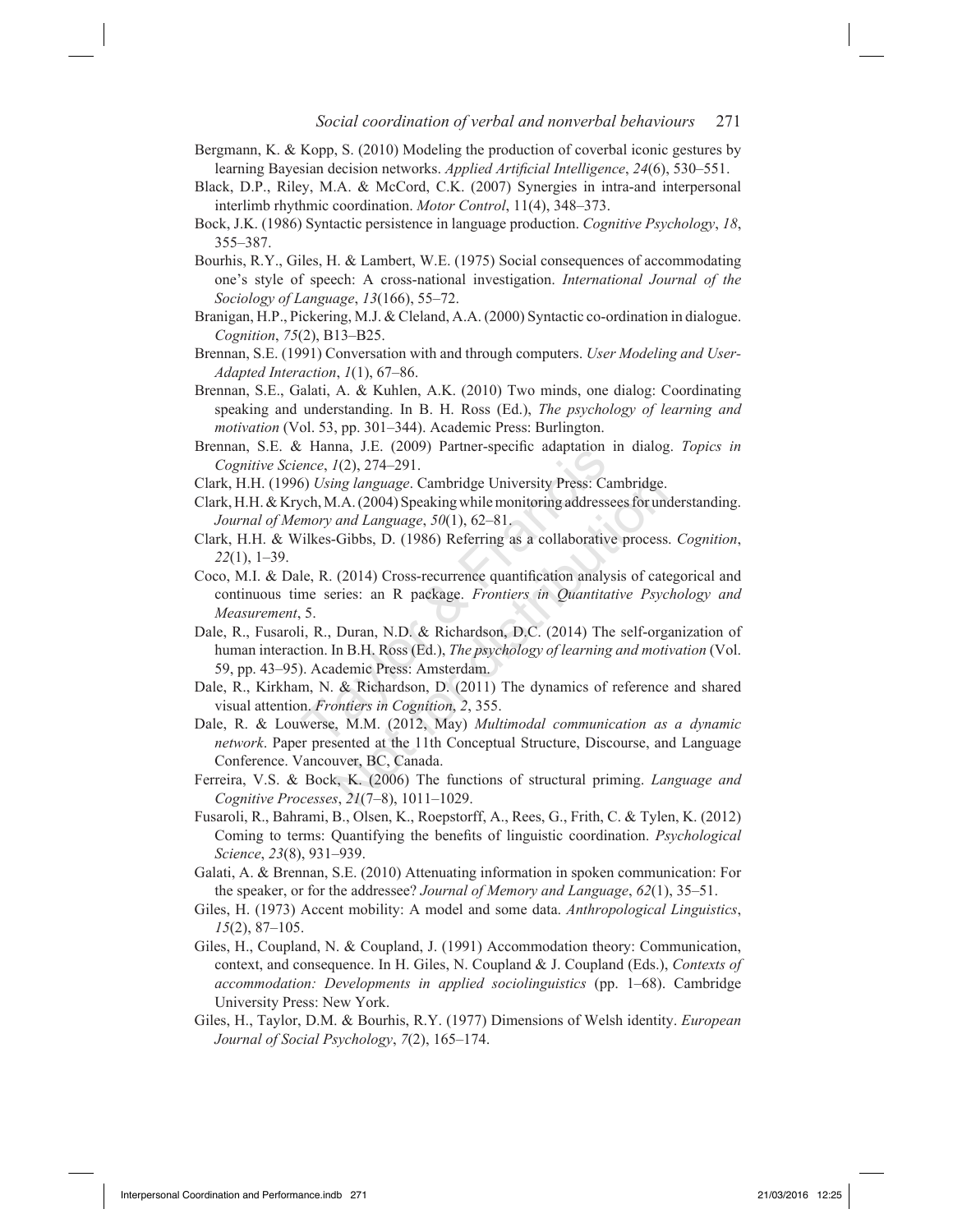Bergmann, K. & Kopp, S. (2010) Modeling the production of coverbal iconic gestures by learning Bayesian decision networks. *Applied Artificial Intelligence*, *24*(6), 530–551.

Black, D.P., Riley, M.A. & McCord, C.K. (2007) Synergies in intra-and interpersonal interlimb rhythmic coordination. *Motor Control*, 11(4), 348–373.

Bock, J.K. (1986) Syntactic persistence in language production. *Cognitive Psychology*, *18*, 355–387.

Bourhis, R.Y., Giles, H. & Lambert, W.E. (1975) Social consequences of accommodating one's style of speech: A cross-national investigation. *International Journal of the Sociology of Language*, *13*(166), 55–72.

Branigan, H.P., Pickering, M.J. & Cleland, A.A. (2000) Syntactic co-ordination in dialogue. *Cognition*, *75*(2), B13–B25.

Brennan, S.E. (1991) Conversation with and through computers. *User Modeling and User-Adapted Interaction*, *1*(1), 67–86.

Brennan, S.E., Galati, A. & Kuhlen, A.K. (2010) Two minds, one dialog: Coordinating speaking and understanding. In B. H. Ross (Ed.), *The psychology of learning and motivation* (Vol. 53, pp. 301–344). Academic Press: Burlington.

Brennan, S.E. & Hanna, J.E. (2009) Partner-specific adaptation in dialog. *Topics in Cognitive Science*, *1*(2), 274–291.

Clark, H.H. (1996) *Using language*. Cambridge University Press: Cambridge.

Clark, H.H. & Krych, M.A. (2004) Speaking while monitoring addressees for understanding. *Journal of Memory and Language*, *50*(1), 62–81.

Clark, H.H. & Wilkes-Gibbs, D. (1986) Referring as a collaborative process. *Cognition*, *22*(1), 1–39.

Coco, M.I. & Dale, R. (2014) Cross-recurrence quantification analysis of categorical and continuous time series: an R package. *Frontiers in Quantitative Psychology and Measurement*, 5.

Dale, R., Fusaroli, R., Duran, N.D. & Richardson, D.C. (2014) The self-organization of human interaction. In B.H. Ross (Ed.), *The psychology of learning and motivation* (Vol. 59, pp. 43–95). Academic Press: Amsterdam.

Dale, R., Kirkham, N. & Richardson, D. (2011) The dynamics of reference and shared visual attention. *Frontiers in Cognition*, *2*, 355.

Dale, R. & Louwerse, M.M. (2012, May) *Multimodal communication as a dynamic network*. Paper presented at the 11th Conceptual Structure, Discourse, and Language Conference. Vancouver, BC, Canada.

Ferreira, V.S. & Bock, K. (2006) The functions of structural priming. *Language and Cognitive Processes*, *21*(7–8), 1011–1029.

Fusaroli, R., Bahrami, B., Olsen, K., Roepstorff, A., Rees, G., Frith, C. & Tylen, K. (2012) Coming to terms: Quantifying the benefits of linguistic coordination. *Psychological Science*, *23*(8), 931–939.

Galati, A. & Brennan, S.E. (2010) Attenuating information in spoken communication: For the speaker, or for the addressee? *Journal of Memory and Language*, *62*(1), 35–51.

Giles, H. (1973) Accent mobility: A model and some data. *Anthropological Linguistics*, *15*(2), 87–105.

Giles, H., Coupland, N. & Coupland, J. (1991) Accommodation theory: Communication, context, and consequence. In H. Giles, N. Coupland & J. Coupland (Eds.), *Contexts of accommodation: Developments in applied sociolinguistics* (pp. 1–68). Cambridge University Press: New York.

Giles, H., Taylor, D.M. & Bourhis, R.Y. (1977) Dimensions of Welsh identity. *European Journal of Social Psychology*, *7*(2), 165–174.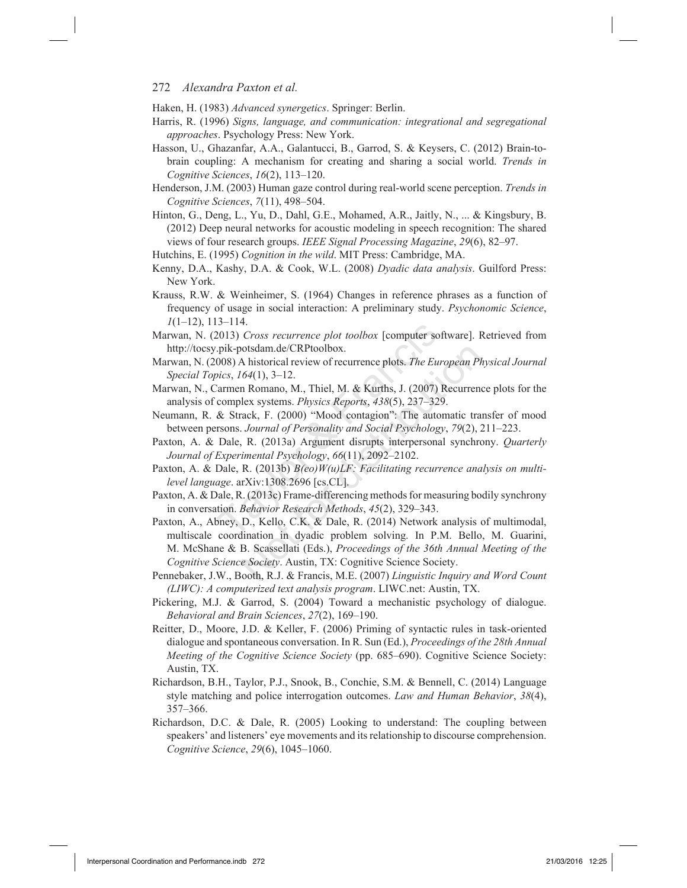Haken, H. (1983) *Advanced synergetics*. Springer: Berlin.

Harris, R. (1996) *Signs, language, and communication: integrational and segregational approaches*. Psychology Press: New York.

Hasson, U., Ghazanfar, A.A., Galantucci, B., Garrod, S. & Keysers, C. (2012) Brain-to-brain coupling: A mechanism for creating and sharing a social world. *Trends in Cognitive Sciences*, *16*(2), 113–120.

Henderson, J.M. (2003) Human gaze control during real-world scene perception. *Trends in Cognitive Sciences*, *7*(11), 498–504.

Hinton, G., Deng, L., Yu, D., Dahl, G.E., Mohamed, A.R., Jaitly, N., ... & Kingsbury, B. (2012) Deep neural networks for acoustic modeling in speech recognition: The shared views of four research groups. *IEEE Signal Processing Magazine*, *29*(6), 82–97.

Hutchins, E. (1995) *Cognition in the wild*. MIT Press: Cambridge, MA.

Kenny, D.A., Kashy, D.A. & Cook, W.L. (2008) *Dyadic data analysis*. Guilford Press: New York.

Krauss, R.W. & Weinheimer, S. (1964) Changes in reference phrases as a function of frequency of usage in social interaction: A preliminary study. *Psychonomic Science*, *1*(1–12), 113–114.

Marwan, N. (2013) *Cross recurrence plot toolbox* [computer software]. Retrieved from http://tocsy.pik-potsdam.de/CRPtoolbox.

Marwan, N. (2008) A historical review of recurrence plots. *The European Physical Journal Special Topics*, *164*(1), 3–12.

Marwan, N., Carmen Romano, M., Thiel, M. & Kurths, J. (2007) Recurrence plots for the analysis of complex systems. *Physics Reports*, *438*(5), 237–329.

Neumann, R. & Strack, F. (2000) "Mood contagion": The automatic transfer of mood between persons. *Journal of Personality and Social Psychology*, *79*(2), 211–223.

Paxton, A. & Dale, R. (2013a) Argument disrupts interpersonal synchrony. *Quarterly Journal of Experimental Psychology*, *66*(11), 2092–2102.

Paxton, A. & Dale, R. (2013b) *B(eo)W(u)LF: Facilitating recurrence analysis on multi-level language*. arXiv:1308.2696 [cs.CL].

Paxton, A. & Dale, R. (2013c) Frame-differencing methods for measuring bodily synchrony in conversation. *Behavior Research Methods*, *45*(2), 329–343.

Paxton, A., Abney, D., Kello, C.K. & Dale, R. (2014) Network analysis of multimodal, multiscale coordination in dyadic problem solving. In P.M. Bello, M. Guarini, M. McShane & B. Scassellati (Eds.), *Proceedings of the 36th Annual Meeting of the Cognitive Science Society*. Austin, TX: Cognitive Science Society.

Pennebaker, J.W., Booth, R.J. & Francis, M.E. (2007) *Linguistic Inquiry and Word Count (LIWC): A computerized text analysis program*. LIWC.net: Austin, TX.

Pickering, M.J. & Garrod, S. (2004) Toward a mechanistic psychology of dialogue. *Behavioral and Brain Sciences*, *27*(2), 169–190.

Reitter, D., Moore, J.D. & Keller, F. (2006) Priming of syntactic rules in task-oriented dialogue and spontaneous conversation. In R. Sun (Ed.), *Proceedings of the 28th Annual Meeting of the Cognitive Science Society* (pp. 685–690). Cognitive Science Society: Austin, TX.

Richardson, B.H., Taylor, P.J., Snook, B., Conchie, S.M. & Bennell, C. (2014) Language style matching and police interrogation outcomes. *Law and Human Behavior*, *38*(4), 357–366.

Richardson, D.C. & Dale, R. (2005) Looking to understand: The coupling between speakers' and listeners' eye movements and its relationship to discourse comprehension. *Cognitive Science*, *29*(6), 1045–1060.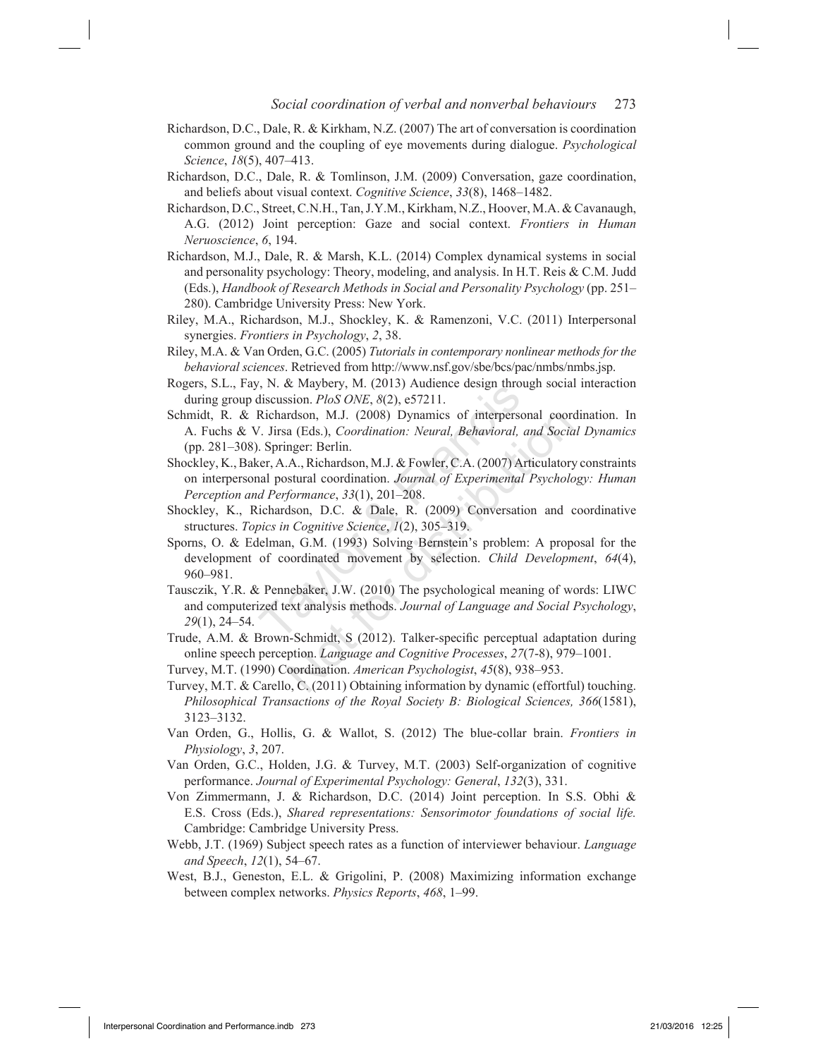Richardson, D.C., Dale, R. & Kirkham, N.Z. (2007) The art of conversation is coordination common ground and the coupling of eye movements during dialogue. *Psychological Science*, *18*(5), 407–413.

Richardson, D.C., Dale, R. & Tomlinson, J.M. (2009) Conversation, gaze coordination, and beliefs about visual context. *Cognitive Science*, *33*(8), 1468–1482.

Richardson, D.C., Street, C.N.H., Tan, J.Y.M., Kirkham, N.Z., Hoover, M.A. & Cavanaugh, A.G. (2012) Joint perception: Gaze and social context. *Frontiers in Human Neruoscience*, *6*, 194.

Richardson, M.J., Dale, R. & Marsh, K.L. (2014) Complex dynamical systems in social and personality psychology: Theory, modeling, and analysis. In H.T. Reis & C.M. Judd (Eds.), *Handbook of Research Methods in Social and Personality Psychology* (pp. 251–280). Cambridge University Press: New York.

Riley, M.A., Richardson, M.J., Shockley, K. & Ramenzoni, V.C. (2011) Interpersonal synergies. *Frontiers in Psychology*, *2*, 38.

Riley, M.A. & Van Orden, G.C. (2005) *Tutorials in contemporary nonlinear methods for the behavioral sciences*. Retrieved from http://www.nsf.gov/sbe/bcs/pac/nmbs/nmbs.jsp.

Rogers, S.L., Fay, N. & Maybery, M. (2013) Audience design through social interaction during group discussion. *PloS ONE*, *8*(2), e57211.

Schmidt, R. & Richardson, M.J. (2008) Dynamics of interpersonal coordination. In A. Fuchs & V. Jirsa (Eds.), *Coordination: Neural, Behavioral, and Social Dynamics* (pp. 281–308). Springer: Berlin.

Shockley, K., Baker, A.A., Richardson, M.J. & Fowler, C.A. (2007) Articulatory constraints on interpersonal postural coordination. *Journal of Experimental Psychology: Human Perception and Performance*, *33*(1), 201–208.

Shockley, K., Richardson, D.C. & Dale, R. (2009) Conversation and coordinative structures. *Topics in Cognitive Science*, *1*(2), 305–319.

Sporns, O. & Edelman, G.M. (1993) Solving Bernstein's problem: A proposal for the development of coordinated movement by selection. *Child Development*, *64*(4), 960–981.

Tausczik, Y.R. & Pennebaker, J.W. (2010) The psychological meaning of words: LIWC and computerized text analysis methods. *Journal of Language and Social Psychology*, *29*(1), 24–54.

Trude, A.M. & Brown-Schmidt, S (2012). Talker-specific perceptual adaptation during online speech perception. *Language and Cognitive Processes*, *27*(7-8), 979–1001.

Turvey, M.T. (1990) Coordination. *American Psychologist*, *45*(8), 938–953.

Turvey, M.T. & Carello, C. (2011) Obtaining information by dynamic (effortful) touching. *Philosophical Transactions of the Royal Society B: Biological Sciences, 366*(1581), 3123–3132.

Van Orden, G., Hollis, G. & Wallot, S. (2012) The blue-collar brain. *Frontiers in Physiology*, *3*, 207.

Van Orden, G.C., Holden, J.G. & Turvey, M.T. (2003) Self-organization of cognitive performance. *Journal of Experimental Psychology: General*, *132*(3), 331.

Von Zimmermann, J. & Richardson, D.C. (2014) Joint perception. In S.S. Obhi & E.S. Cross (Eds.), *Shared representations: Sensorimotor foundations of social life.* Cambridge: Cambridge University Press.

Webb, J.T. (1969) Subject speech rates as a function of interviewer behaviour. *Language and Speech*, *12*(1), 54–67.

West, B.J., Geneston, E.L. & Grigolini, P. (2008) Maximizing information exchange between complex networks. *Physics Reports*, *468*, 1–99.